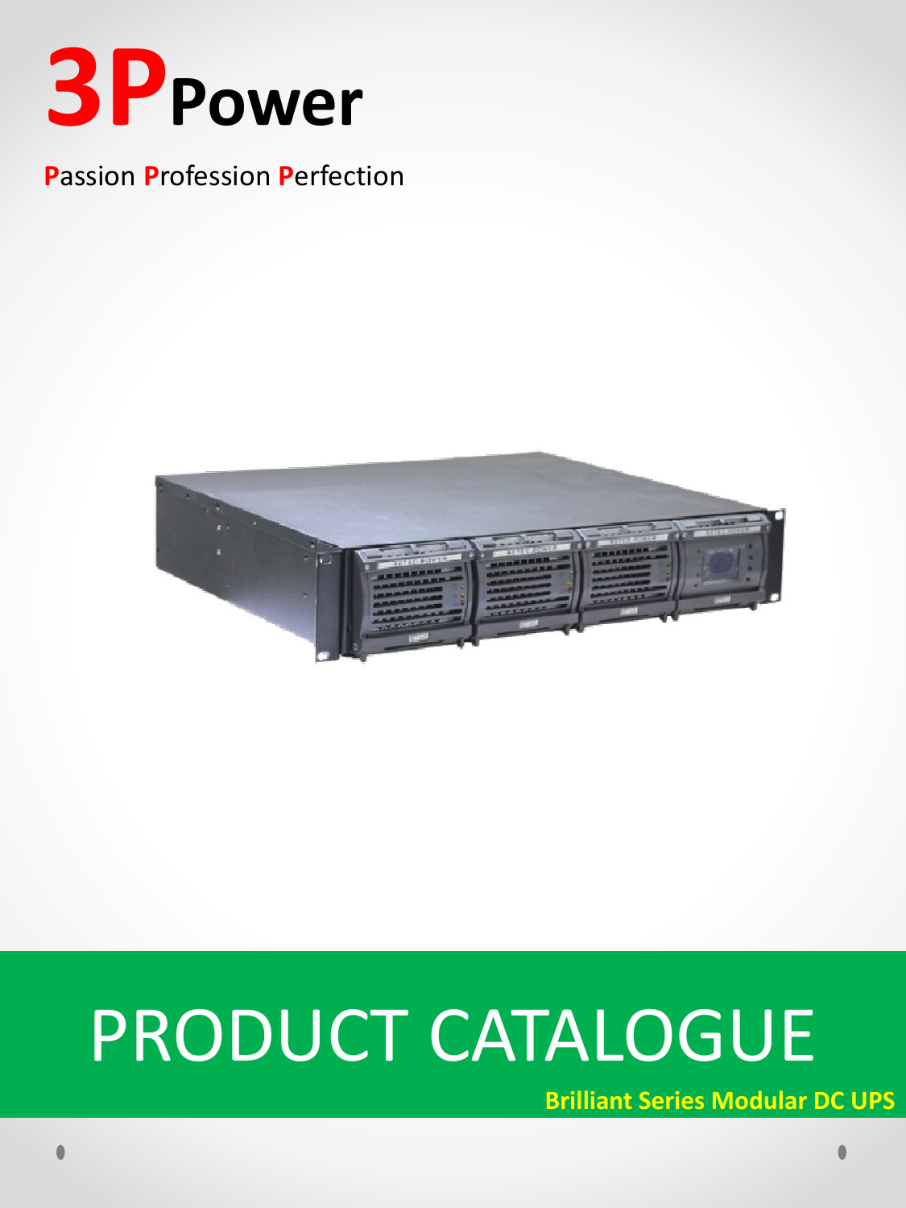# 3PPower

**P**assion **P**rofession **P**erfection

# PRODUCT CATALOGUE

**Brilliant Series Modular DC UPS**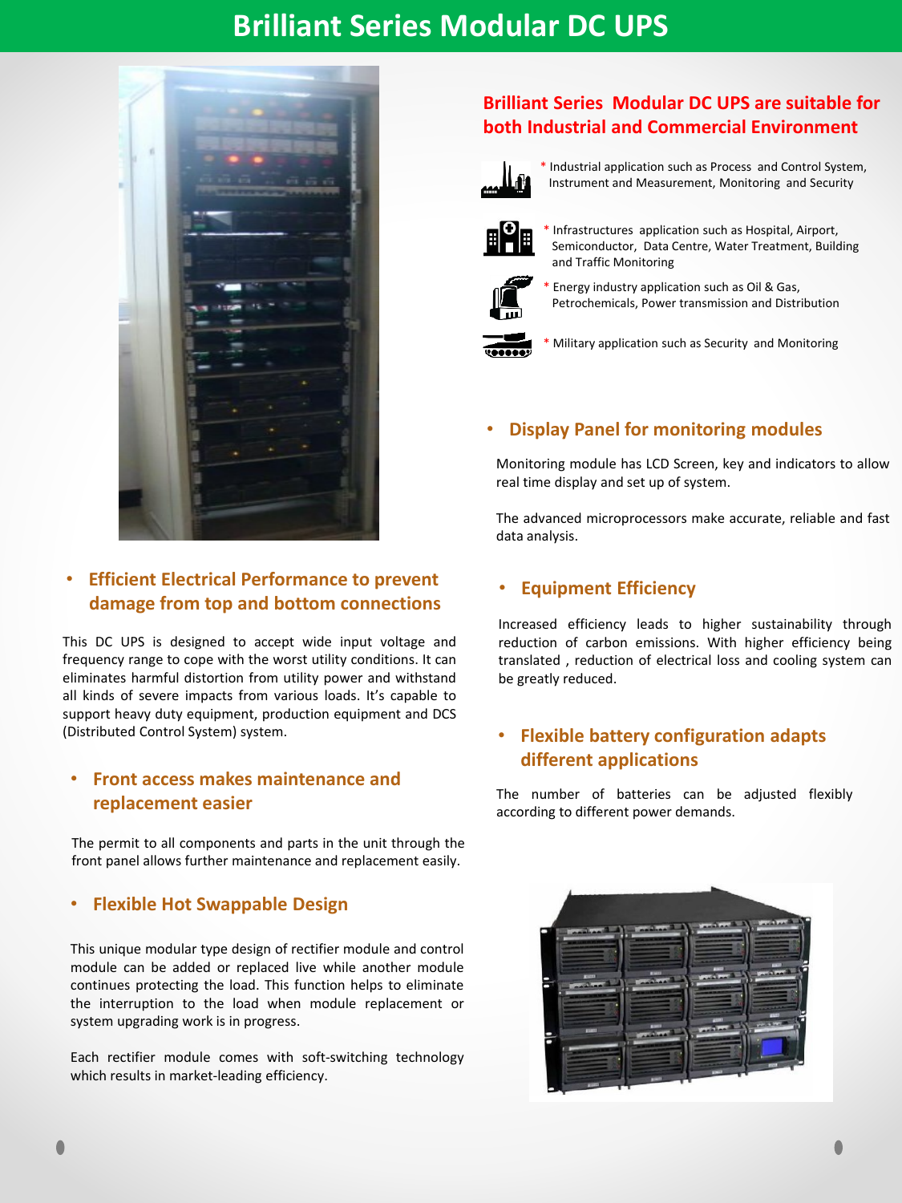# Brilliant Series Modular DC UPS

## Brilliant Series Modular DC UPS are suitable for both Industrial and Commercial Environment

\* Industrial application such as Process and Control System, Instrument and Measurement, Monitoring and Security

\* Infrastructures application such as Hospital, Airport, Semiconductor, Data Centre, Water Treatment, Building and Traffic Monitoring

\* Energy industry application such as Oil & Gas, Petrochemicals, Power transmission and Distribution

\* Military application such as Security and Monitoring

### • Efficient Electrical Performance to prevent damage from top and bottom connections

This DC UPS is designed to accept wide input voltage and frequency range to cope with the worst utility conditions. It can eliminates harmful distortion from utility power and withstand all kinds of severe impacts from various loads. It's capable to support heavy duty equipment, production equipment and DCS (Distributed Control System) system.

### • Front access makes maintenance and replacement easier

The permit to all components and parts in the unit through the front panel allows further maintenance and replacement easily.

### • Flexible Hot Swappable Design

This unique modular type design of rectifier module and control module can be added or replaced live while another module continues protecting the load. This function helps to eliminate the interruption to the load when module replacement or system upgrading work is in progress.

Each rectifier module comes with soft-switching technology which results in market-leading efficiency.

### • Display Panel for monitoring modules

Monitoring module has LCD Screen, key and indicators to allow real time display and set up of system.

The advanced microprocessors make accurate, reliable and fast data analysis.

### • Equipment Efficiency

Increased efficiency leads to higher sustainability through reduction of carbon emissions. With higher efficiency being translated , reduction of electrical loss and cooling system can be greatly reduced.

### • Flexible battery configuration adapts different applications

The number of batteries can be adjusted flexibly according to different power demands.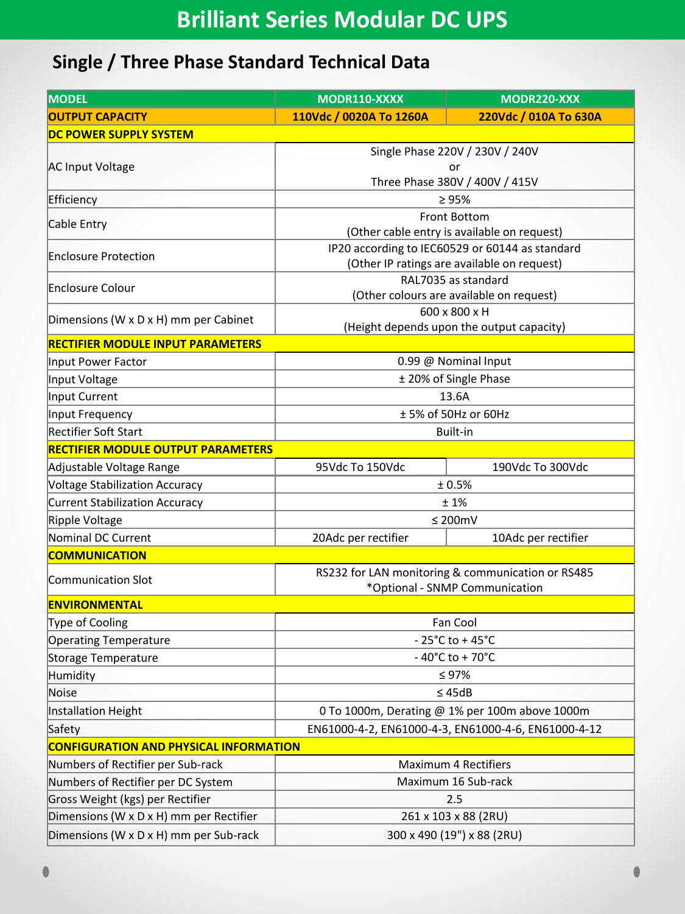# Brilliant Series Modular DC UPS

## Single / Three Phase Standard Technical Data

| MODEL | MODR110-XXXX | MODR220-XXX |
|---|---|---|
| **OUTPUT CAPACITY** | **110Vdc / 0020A To 1260A** | **220Vdc / 010A To 630A** |
| **DC POWER SUPPLY SYSTEM** | | |
| AC Input Voltage | Single Phase 220V / 230V / 240V or Three Phase 380V / 400V / 415V | |
| Efficiency | ≥ 95% | |
| Cable Entry | Front Bottom (Other cable entry is available on request) | |
| Enclosure Protection | IP20 according to IEC60529 or 60144 as standard (Other IP ratings are available on request) | |
| Enclosure Colour | RAL7035 as standard (Other colours are available on request) | |
| Dimensions (W x D x H) mm per Cabinet | 600 x 800 x H (Height depends upon the output capacity) | |
| **RECTIFIER MODULE INPUT PARAMETERS** | | |
| Input Power Factor | 0.99 @ Nominal Input | |
| Input Voltage | ± 20% of Single Phase | |
| Input Current | 13.6A | |
| Input Frequency | ± 5% of 50Hz or 60Hz | |
| Rectifier Soft Start | Built-in | |
| **RECTIFIER MODULE OUTPUT PARAMETERS** | | |
| Adjustable Voltage Range | 95Vdc To 150Vdc | 190Vdc To 300Vdc |
| Voltage Stabilization Accuracy | ± 0.5% | |
| Current Stabilization Accuracy | ± 1% | |
| Ripple Voltage | ≤ 200mV | |
| Nominal DC Current | 20Adc per rectifier | 10Adc per rectifier |
| **COMMUNICATION** | | |
| Communication Slot | RS232 for LAN monitoring & communication or RS485 *Optional - SNMP Communication | |
| **ENVIRONMENTAL** | | |
| Type of Cooling | Fan Cool | |
| Operating Temperature | - 25°C to + 45°C | |
| Storage Temperature | - 40°C to + 70°C | |
| Humidity | ≤ 97% | |
| Noise | ≤ 45dB | |
| Installation Height | 0 To 1000m, Derating @ 1% per 100m above 1000m | |
| Safety | EN61000-4-2, EN61000-4-3, EN61000-4-6, EN61000-4-12 | |
| **CONFIGURATION AND PHYSICAL INFORMATION** | | |
| Numbers of Rectifier per Sub-rack | Maximum 4 Rectifiers | |
| Numbers of Rectifier per DC System | Maximum 16 Sub-rack | |
| Gross Weight (kgs) per Rectifier | 2.5 | |
| Dimensions (W x D x H) mm per Rectifier | 261 x 103 x 88 (2RU) | |
| Dimensions (W x D x H) mm per Sub-rack | 300 x 490 (19") x 88 (2RU) | |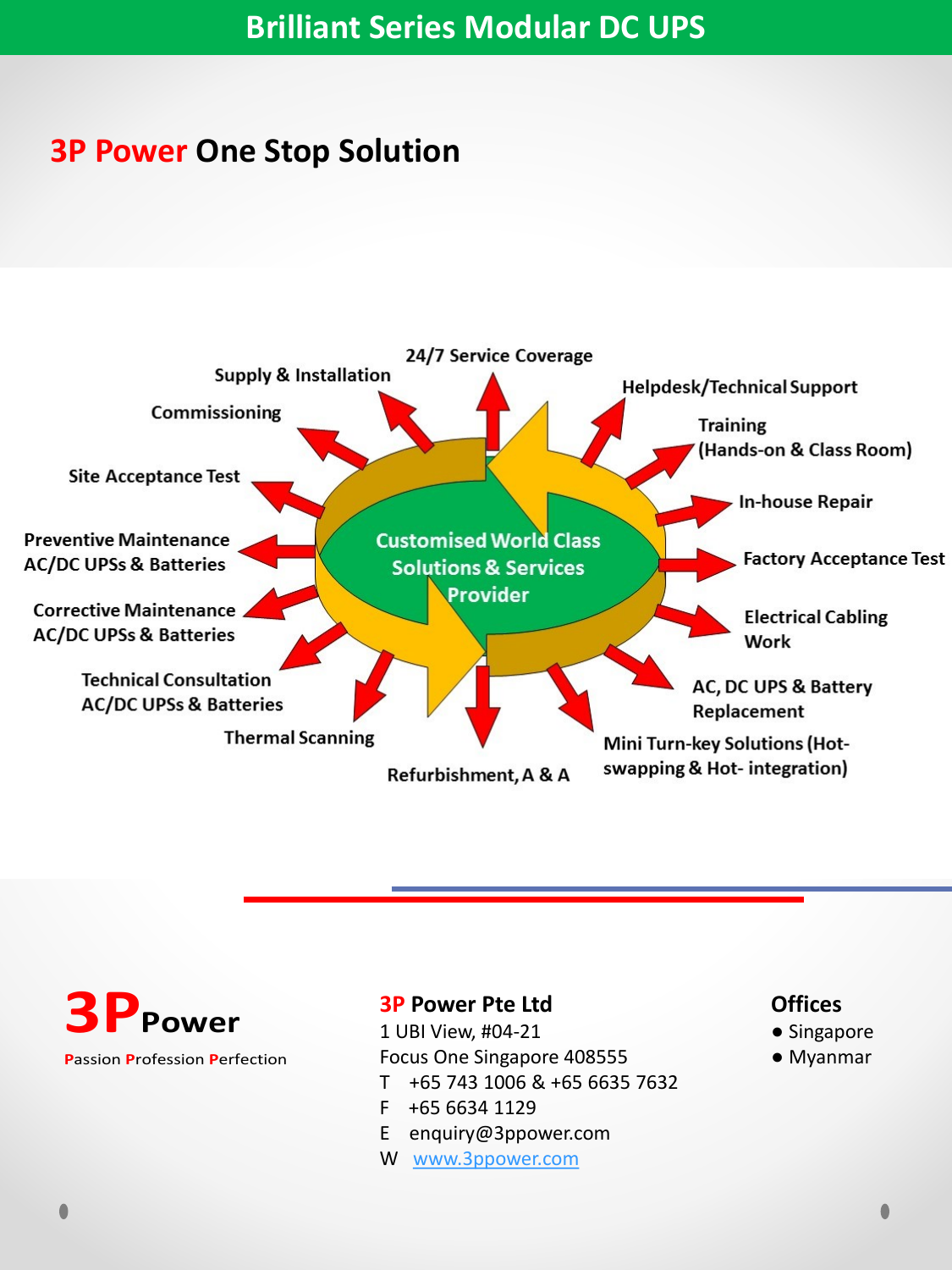# Brilliant Series Modular DC UPS

## 3P Power One Stop Solution

Customised World Class Solutions & Services Provider

24/7 Service Coverage

Helpdesk/Technical Support

Training (Hands-on & Class Room)

In-house Repair

Factory Acceptance Test

Electrical Cabling Work

AC, DC UPS & Battery Replacement

Mini Turn-key Solutions (Hot-swapping & Hot- integration)

Refurbishment, A & A

Thermal Scanning

Technical Consultation AC/DC UPSs & Batteries

Corrective Maintenance AC/DC UPSs & Batteries

Preventive Maintenance AC/DC UPSs & Batteries

Site Acceptance Test

Commissioning

Supply & Installation

**3P Power**

Passion Profession Perfection

**3P Power Pte Ltd**
1 UBI View, #04-21
Focus One Singapore 408555
T +65 743 1006 & +65 6635 7632
F +65 6634 1129
E enquiry@3ppower.com
W www.3ppower.com

**Offices**
- Singapore
- Myanmar